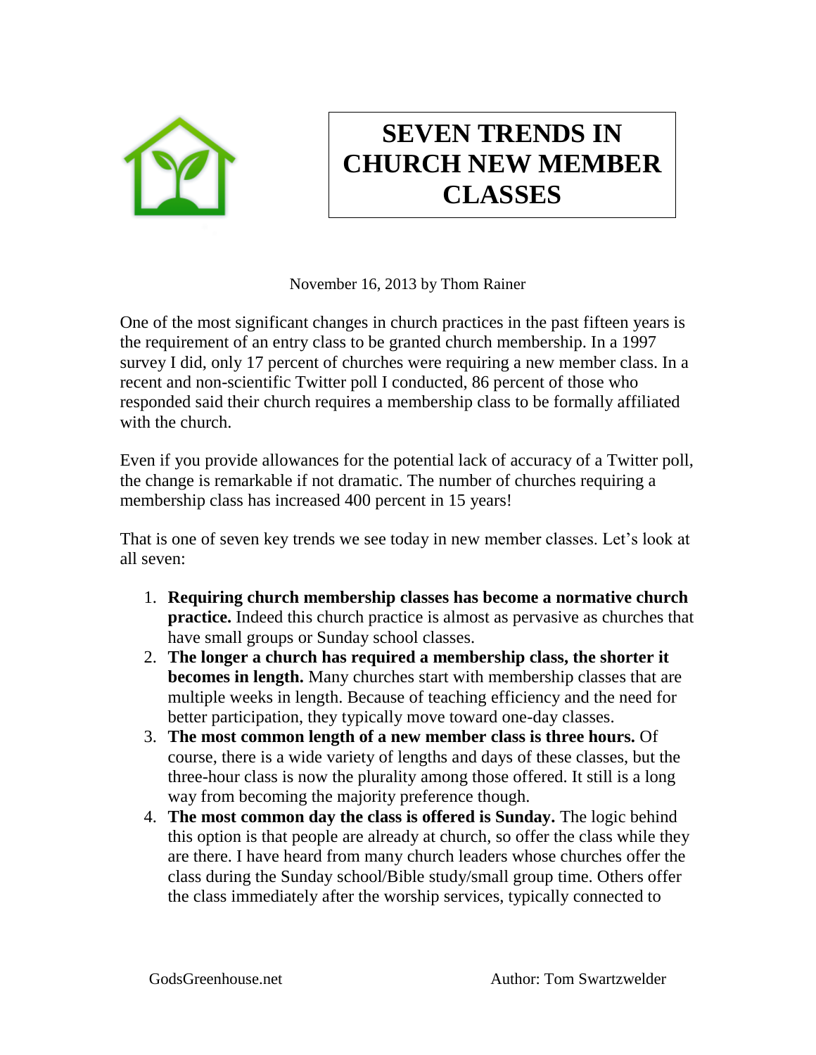# SEVEN TRENDS IN CHURCH NEW MEMBER CLASSES

November 16, 2013 by Thom Rainer

One of the most significant changes in church practices in the past fifteen years is the requirement of an entry class to be granted church membership. In a 1997 survey I did, only 17 percent of churches were requiring a new member class. In a recent and non-scientific Twitter poll I conducted, 86 percent of those who responded said their church requires a membership class to be formally affiliated with the church.

Even if you provide allowances for the potential lack of accuracy of a Twitter poll, the change is remarkable if not dramatic. The number of churches requiring a membership class has increased 400 percent in 15 years!

That is one of seven key trends we see today in new member classes. Let's look at all seven:

1. **Requiring church membership classes has become a normative church practice.** Indeed this church practice is almost as pervasive as churches that have small groups or Sunday school classes.
2. **The longer a church has required a membership class, the shorter it becomes in length.** Many churches start with membership classes that are multiple weeks in length. Because of teaching efficiency and the need for better participation, they typically move toward one-day classes.
3. **The most common length of a new member class is three hours.** Of course, there is a wide variety of lengths and days of these classes, but the three-hour class is now the plurality among those offered. It still is a long way from becoming the majority preference though.
4. **The most common day the class is offered is Sunday.** The logic behind this option is that people are already at church, so offer the class while they are there. I have heard from many church leaders whose churches offer the class during the Sunday school/Bible study/small group time. Others offer the class immediately after the worship services, typically connected to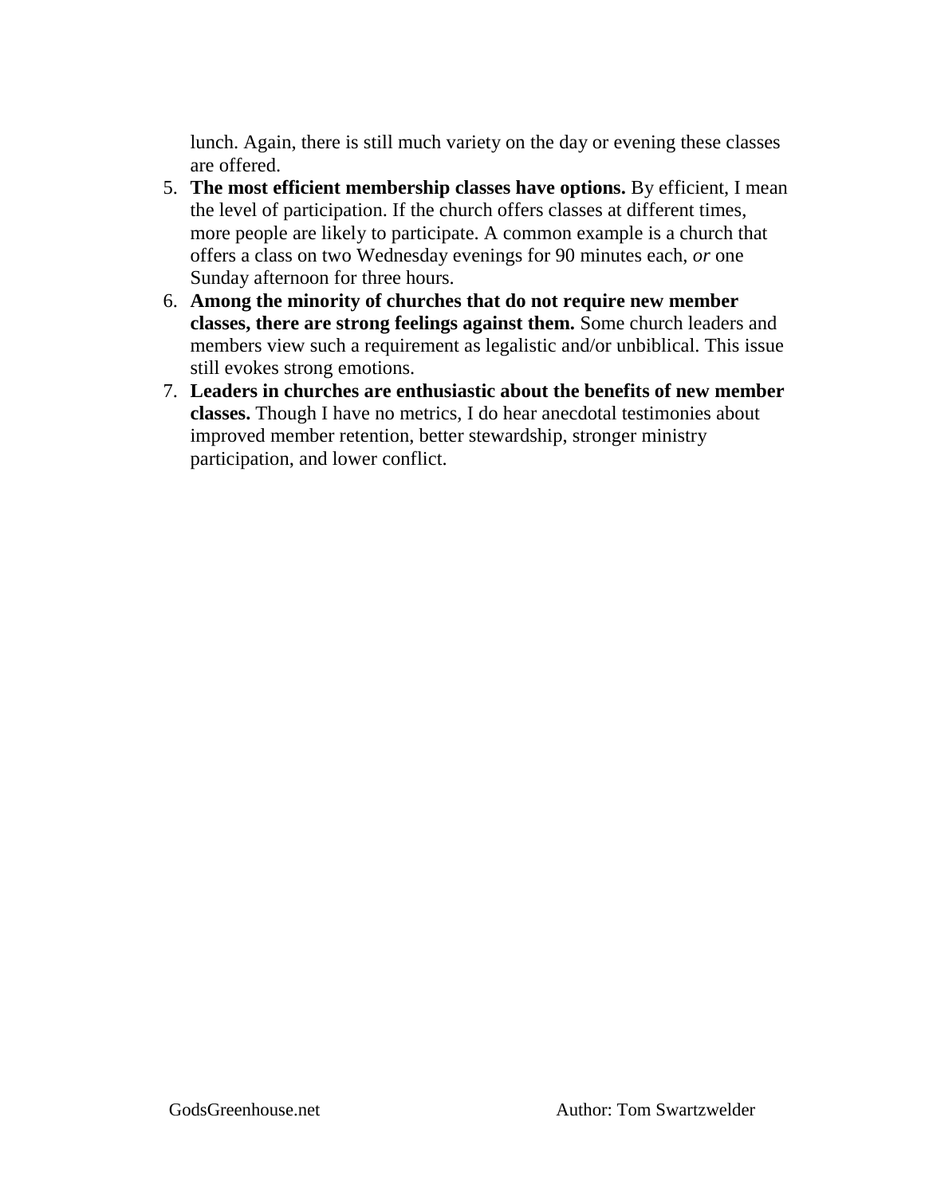lunch. Again, there is still much variety on the day or evening these classes are offered.

5. **The most efficient membership classes have options.** By efficient, I mean the level of participation. If the church offers classes at different times, more people are likely to participate. A common example is a church that offers a class on two Wednesday evenings for 90 minutes each, *or* one Sunday afternoon for three hours.
6. **Among the minority of churches that do not require new member classes, there are strong feelings against them.** Some church leaders and members view such a requirement as legalistic and/or unbiblical. This issue still evokes strong emotions.
7. **Leaders in churches are enthusiastic about the benefits of new member classes.** Though I have no metrics, I do hear anecdotal testimonies about improved member retention, better stewardship, stronger ministry participation, and lower conflict.